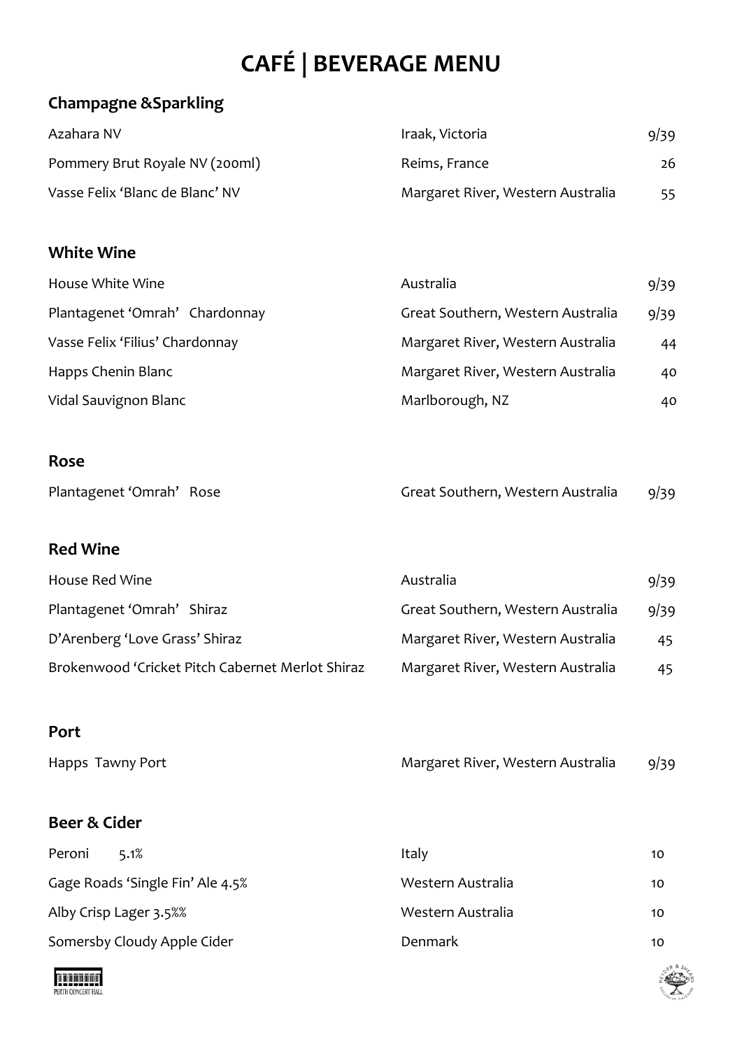# CAFÉ | BEVERAGE MENU

## Champagne &Sparkling

| | | |
|---|---|---|
| Azahara NV | Iraak, Victoria | 9/39 |
| Pommery Brut Royale NV (200ml) | Reims, France | 26 |
| Vasse Felix 'Blanc de Blanc' NV | Margaret River, Western Australia | 55 |

## White Wine

| | | |
|---|---|---|
| House White Wine | Australia | 9/39 |
| Plantagenet 'Omrah' Chardonnay | Great Southern, Western Australia | 9/39 |
| Vasse Felix 'Filius' Chardonnay | Margaret River, Western Australia | 44 |
| Happs Chenin Blanc | Margaret River, Western Australia | 40 |
| Vidal Sauvignon Blanc | Marlborough, NZ | 40 |

## Rose

| | | |
|---|---|---|
| Plantagenet 'Omrah' Rose | Great Southern, Western Australia | 9/39 |

## Red Wine

| | | |
|---|---|---|
| House Red Wine | Australia | 9/39 |
| Plantagenet 'Omrah' Shiraz | Great Southern, Western Australia | 9/39 |
| D'Arenberg 'Love Grass' Shiraz | Margaret River, Western Australia | 45 |
| Brokenwood 'Cricket Pitch Cabernet Merlot Shiraz | Margaret River, Western Australia | 45 |

## Port

| | | |
|---|---|---|
| Happs Tawny Port | Margaret River, Western Australia | 9/39 |

## Beer & Cider

| | | |
|---|---|---|
| Peroni 5.1% | Italy | 10 |
| Gage Roads 'Single Fin' Ale 4.5% | Western Australia | 10 |
| Alby Crisp Lager 3.5%% | Western Australia | 10 |
| Somersby Cloudy Apple Cider | Denmark | 10 |

PERTH CONCERT HALL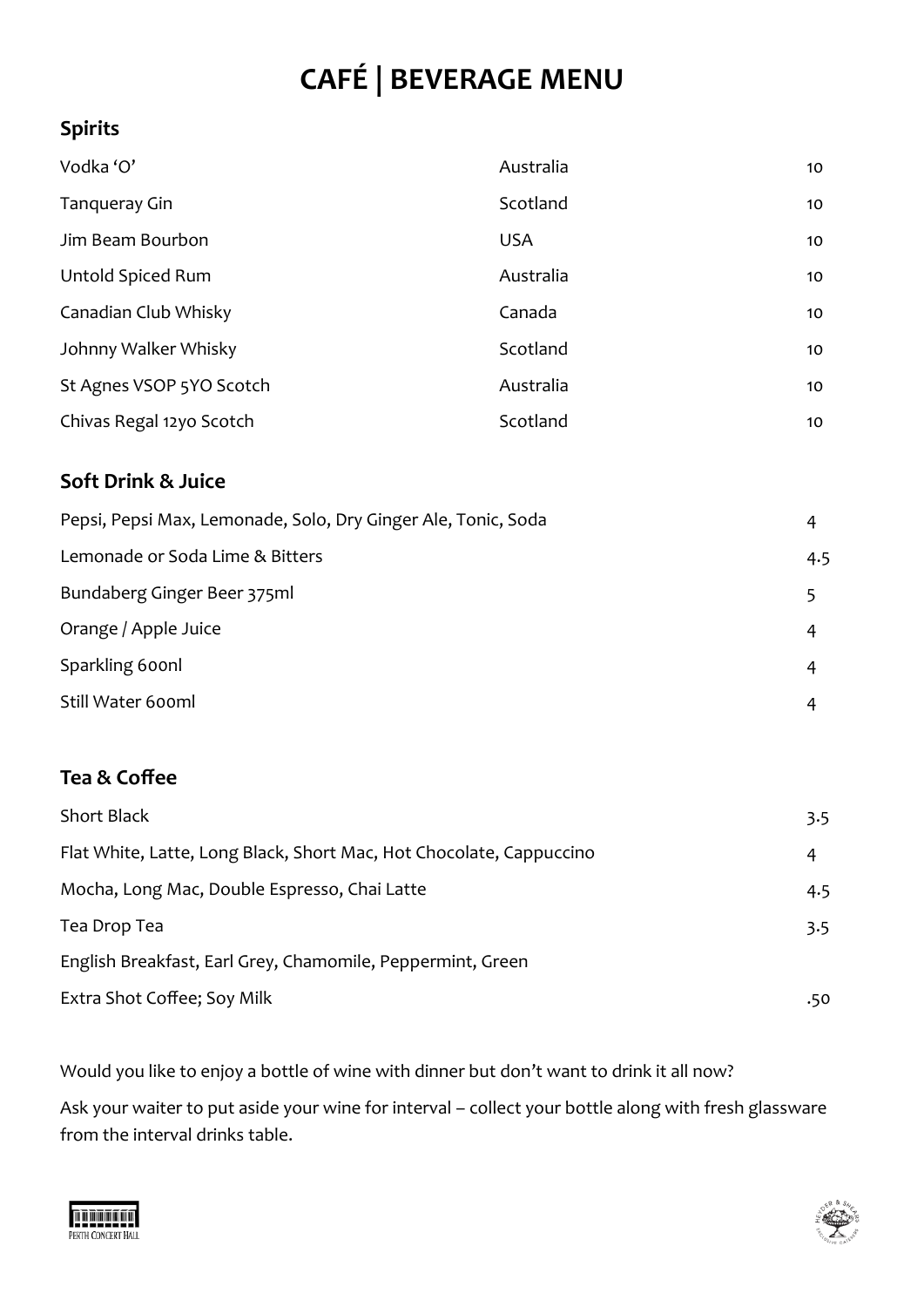# CAFÉ | BEVERAGE MENU

## Spirits

| | | |
|---|---|---|
| Vodka 'O' | Australia | 10 |
| Tanqueray Gin | Scotland | 10 |
| Jim Beam Bourbon | USA | 10 |
| Untold Spiced Rum | Australia | 10 |
| Canadian Club Whisky | Canada | 10 |
| Johnny Walker Whisky | Scotland | 10 |
| St Agnes VSOP 5YO Scotch | Australia | 10 |
| Chivas Regal 12yo Scotch | Scotland | 10 |

## Soft Drink & Juice

| | |
|---|---|
| Pepsi, Pepsi Max, Lemonade, Solo, Dry Ginger Ale, Tonic, Soda | 4 |
| Lemonade or Soda Lime & Bitters | 4.5 |
| Bundaberg Ginger Beer 375ml | 5 |
| Orange / Apple Juice | 4 |
| Sparkling 600nl | 4 |
| Still Water 600ml | 4 |

## Tea & Coffee

| | |
|---|---|
| Short Black | 3.5 |
| Flat White, Latte, Long Black, Short Mac, Hot Chocolate, Cappuccino | 4 |
| Mocha, Long Mac, Double Espresso, Chai Latte | 4.5 |
| Tea Drop Tea | 3.5 |
| English Breakfast, Earl Grey, Chamomile, Peppermint, Green | |
| Extra Shot Coffee; Soy Milk | .50 |

Would you like to enjoy a bottle of wine with dinner but don't want to drink it all now?

Ask your waiter to put aside your wine for interval – collect your bottle along with fresh glassware from the interval drinks table.